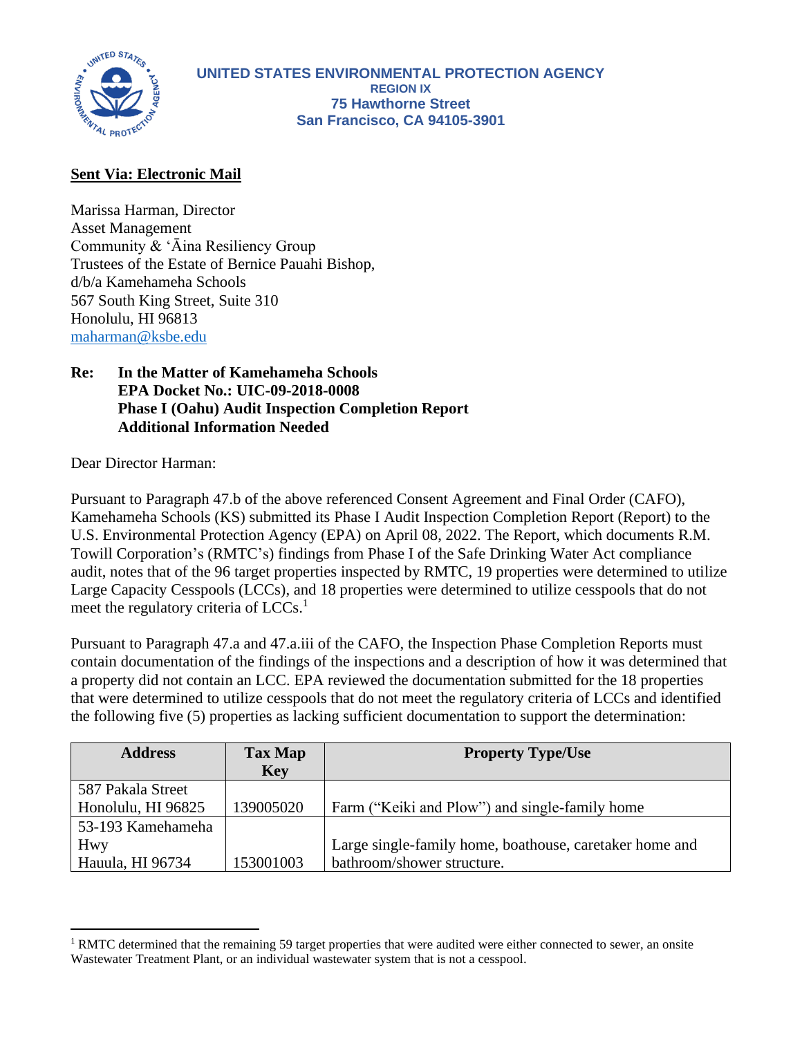**UNITED STATES ENVIRONMENTAL PROTECTION AGENCY**
**REGION IX**
**75 Hawthorne Street**
**San Francisco, CA 94105-3901**

**Sent Via: Electronic Mail**

Marissa Harman, Director
Asset Management
Community & ʻĀina Resiliency Group
Trustees of the Estate of Bernice Pauahi Bishop,
d/b/a Kamehameha Schools
567 South King Street, Suite 310
Honolulu, HI 96813
maharman@ksbe.edu

**Re: In the Matter of Kamehameha Schools**
**EPA Docket No.: UIC-09-2018-0008**
**Phase I (Oahu) Audit Inspection Completion Report**
**Additional Information Needed**

Dear Director Harman:

Pursuant to Paragraph 47.b of the above referenced Consent Agreement and Final Order (CAFO), Kamehameha Schools (KS) submitted its Phase I Audit Inspection Completion Report (Report) to the U.S. Environmental Protection Agency (EPA) on April 08, 2022. The Report, which documents R.M. Towill Corporation's (RMTC's) findings from Phase I of the Safe Drinking Water Act compliance audit, notes that of the 96 target properties inspected by RMTC, 19 properties were determined to utilize Large Capacity Cesspools (LCCs), and 18 properties were determined to utilize cesspools that do not meet the regulatory criteria of LCCs.[1]

Pursuant to Paragraph 47.a and 47.a.iii of the CAFO, the Inspection Phase Completion Reports must contain documentation of the findings of the inspections and a description of how it was determined that a property did not contain an LCC. EPA reviewed the documentation submitted for the 18 properties that were determined to utilize cesspools that do not meet the regulatory criteria of LCCs and identified the following five (5) properties as lacking sufficient documentation to support the determination:

| Address | Tax Map Key | Property Type/Use |
|---|---|---|
| 587 Pakala Street Honolulu, HI 96825 | 139005020 | Farm ("Keiki and Plow") and single-family home |
| 53-193 Kamehameha Hwy Hauula, HI 96734 | 153001003 | Large single-family home, boathouse, caretaker home and bathroom/shower structure. |

[1] RMTC determined that the remaining 59 target properties that were audited were either connected to sewer, an onsite Wastewater Treatment Plant, or an individual wastewater system that is not a cesspool.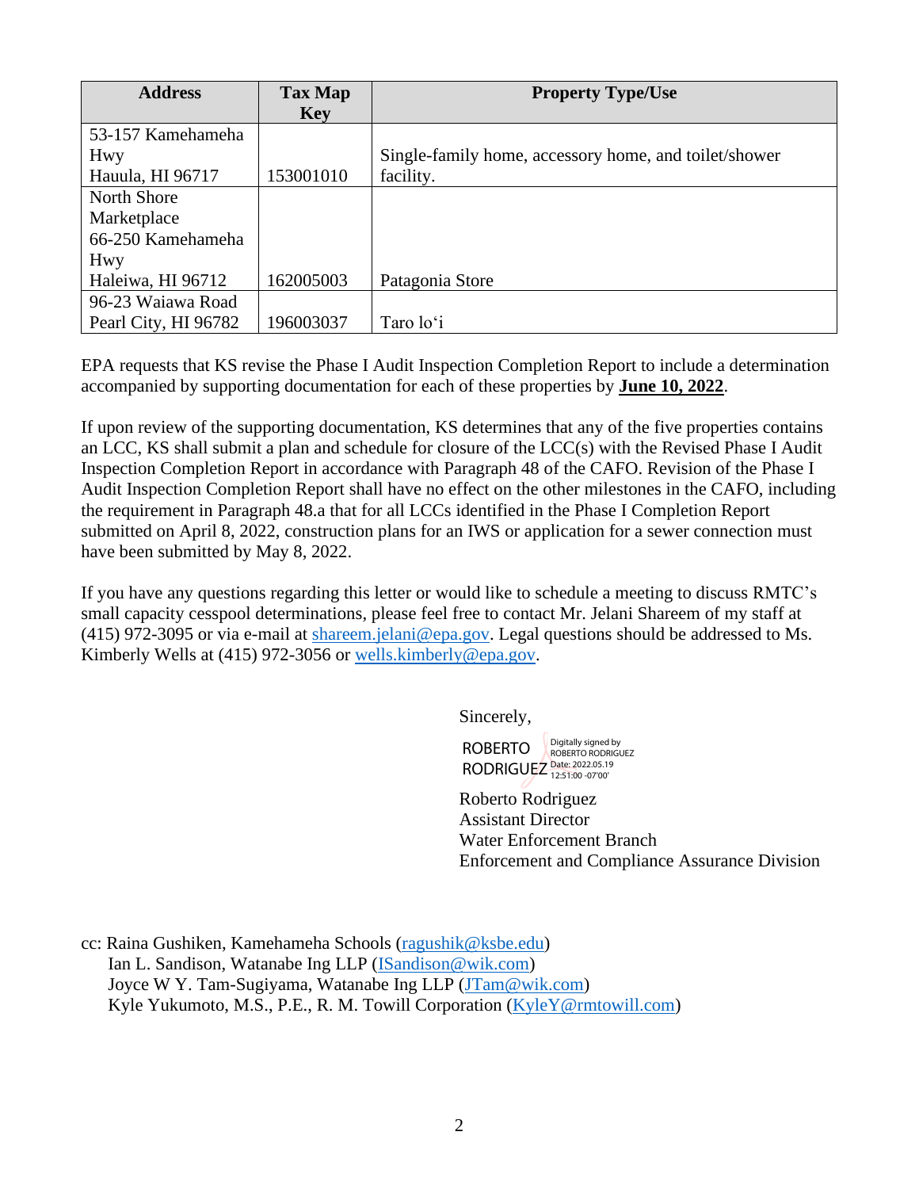| Address | Tax Map Key | Property Type/Use |
|---|---|---|
| 53-157 Kamehameha Hwy Hauula, HI 96717 | 153001010 | Single-family home, accessory home, and toilet/shower facility. |
| North Shore Marketplace 66-250 Kamehameha Hwy Haleiwa, HI 96712 | 162005003 | Patagonia Store |
| 96-23 Waiawa Road Pearl City, HI 96782 | 196003037 | Taro loʻi |

EPA requests that KS revise the Phase I Audit Inspection Completion Report to include a determination accompanied by supporting documentation for each of these properties by **June 10, 2022**.

If upon review of the supporting documentation, KS determines that any of the five properties contains an LCC, KS shall submit a plan and schedule for closure of the LCC(s) with the Revised Phase I Audit Inspection Completion Report in accordance with Paragraph 48 of the CAFO. Revision of the Phase I Audit Inspection Completion Report shall have no effect on the other milestones in the CAFO, including the requirement in Paragraph 48.a that for all LCCs identified in the Phase I Completion Report submitted on April 8, 2022, construction plans for an IWS or application for a sewer connection must have been submitted by May 8, 2022.

If you have any questions regarding this letter or would like to schedule a meeting to discuss RMTC's small capacity cesspool determinations, please feel free to contact Mr. Jelani Shareem of my staff at (415) 972-3095 or via e-mail at shareem.jelani@epa.gov. Legal questions should be addressed to Ms. Kimberly Wells at (415) 972-3056 or wells.kimberly@epa.gov.

Sincerely,

ROBERTO RODRIGUEZ
Digitally signed by ROBERTO RODRIGUEZ
Date: 2022.05.19 12:51:00 -07'00'

Roberto Rodriguez
Assistant Director
Water Enforcement Branch
Enforcement and Compliance Assurance Division

cc: Raina Gushiken, Kamehameha Schools (ragushik@ksbe.edu)
Ian L. Sandison, Watanabe Ing LLP (ISandison@wik.com)
Joyce W Y. Tam-Sugiyama, Watanabe Ing LLP (JTam@wik.com)
Kyle Yukumoto, M.S., P.E., R. M. Towill Corporation (KyleY@rmtowill.com)